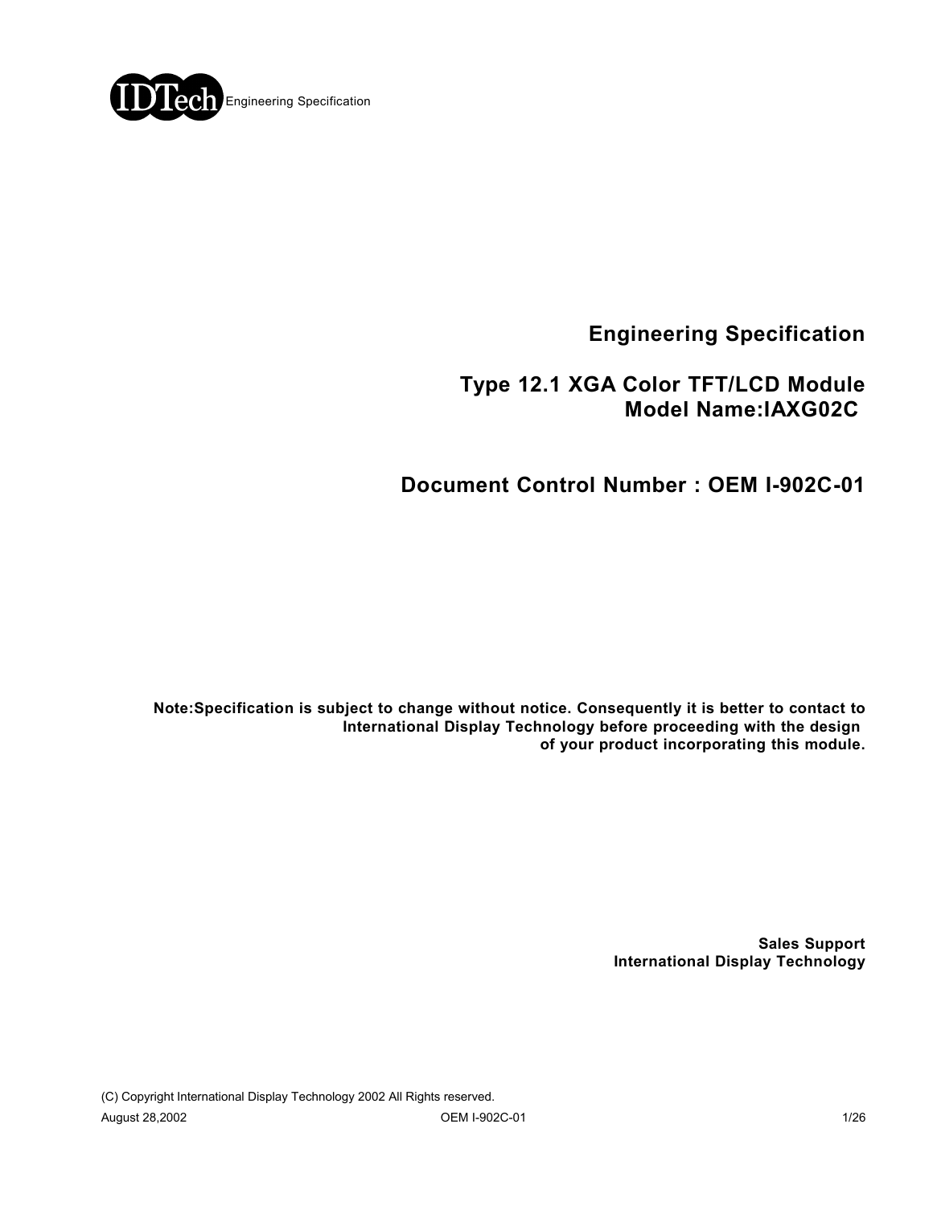# Engineering Specification

## Type 12.1 XGA Color TFT/LCD Module
## Model Name:IAXG02C

## Document Control Number : OEM I-902C-01

**Note:Specification is subject to change without notice. Consequently it is better to contact to International Display Technology before proceeding with the design of your product incorporating this module.**

**Sales Support**
**International Display Technology**

(C) Copyright International Display Technology 2002 All Rights reserved.

August 28,2002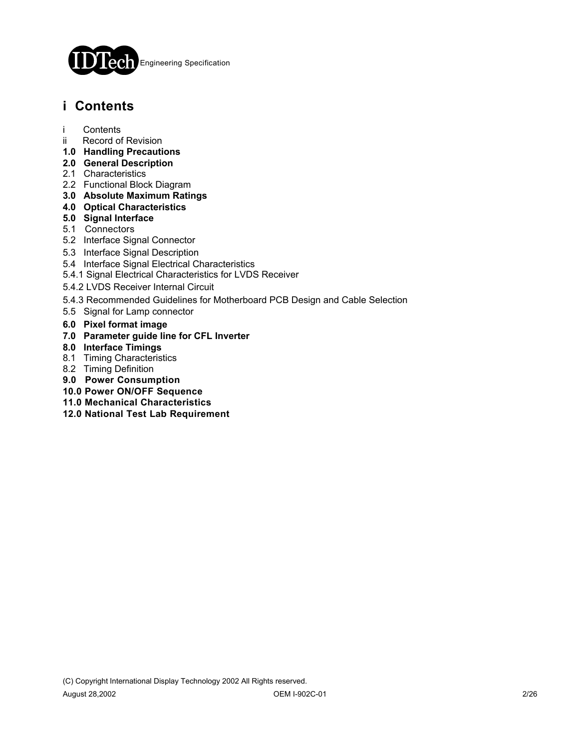# i Contents

i Contents
ii Record of Revision
**1.0 Handling Precautions**
**2.0 General Description**
2.1 Characteristics
2.2 Functional Block Diagram
**3.0 Absolute Maximum Ratings**
**4.0 Optical Characteristics**
**5.0 Signal Interface**
5.1 Connectors
5.2 Interface Signal Connector
5.3 Interface Signal Description
5.4 Interface Signal Electrical Characteristics
5.4.1 Signal Electrical Characteristics for LVDS Receiver
5.4.2 LVDS Receiver Internal Circuit
5.4.3 Recommended Guidelines for Motherboard PCB Design and Cable Selection
5.5 Signal for Lamp connector
**6.0 Pixel format image**
**7.0 Parameter guide line for CFL Inverter**
**8.0 Interface Timings**
8.1 Timing Characteristics
8.2 Timing Definition
**9.0 Power Consumption**
**10.0 Power ON/OFF Sequence**
**11.0 Mechanical Characteristics**
**12.0 National Test Lab Requirement**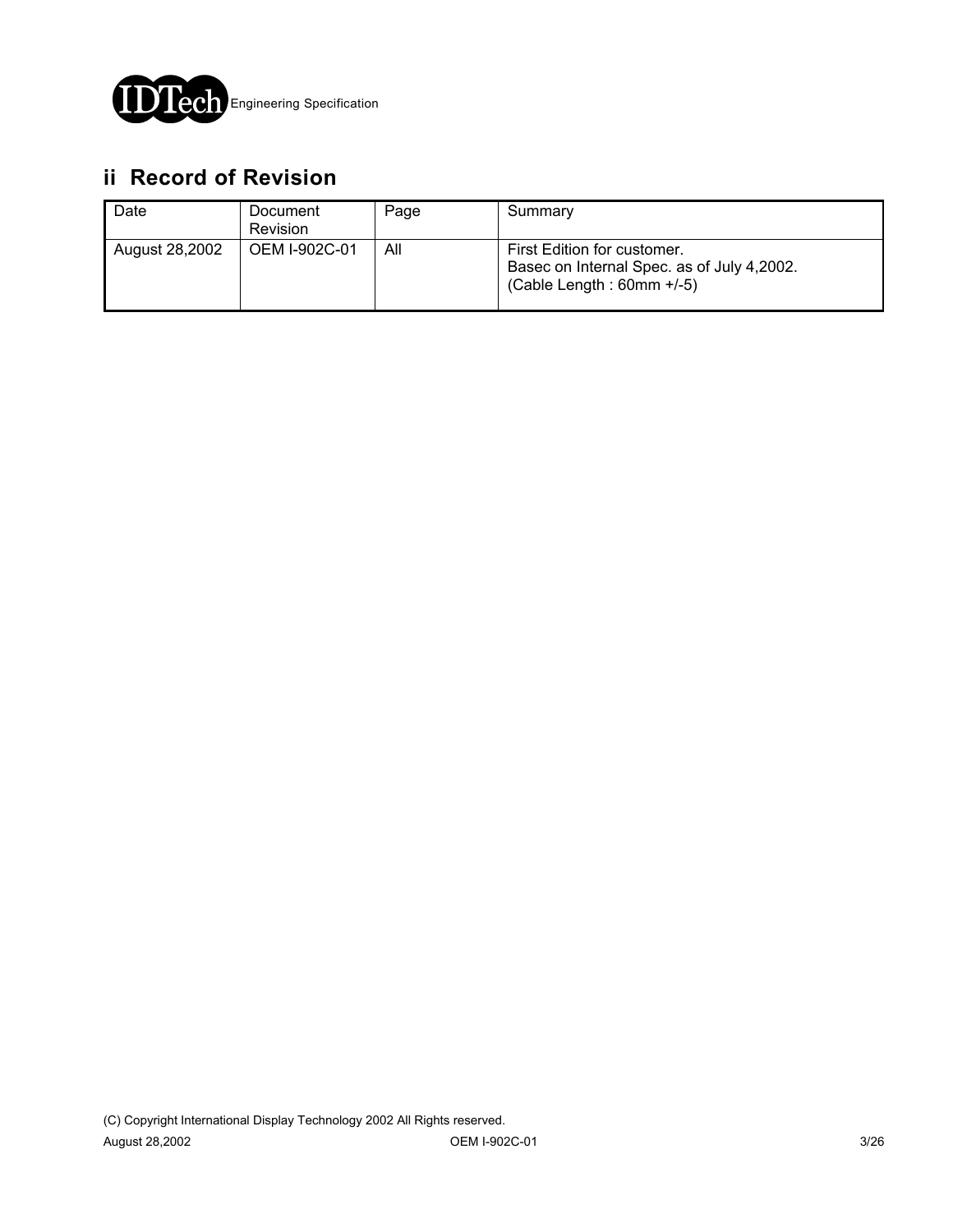## ii Record of Revision

| Date | Document Revision | Page | Summary |
|---|---|---|---|
| August 28,2002 | OEM I-902C-01 | All | First Edition for customer.<br>Basec on Internal Spec. as of July 4,2002.<br>(Cable Length : 60mm +/-5) |

(C) Copyright International Display Technology 2002 All Rights reserved.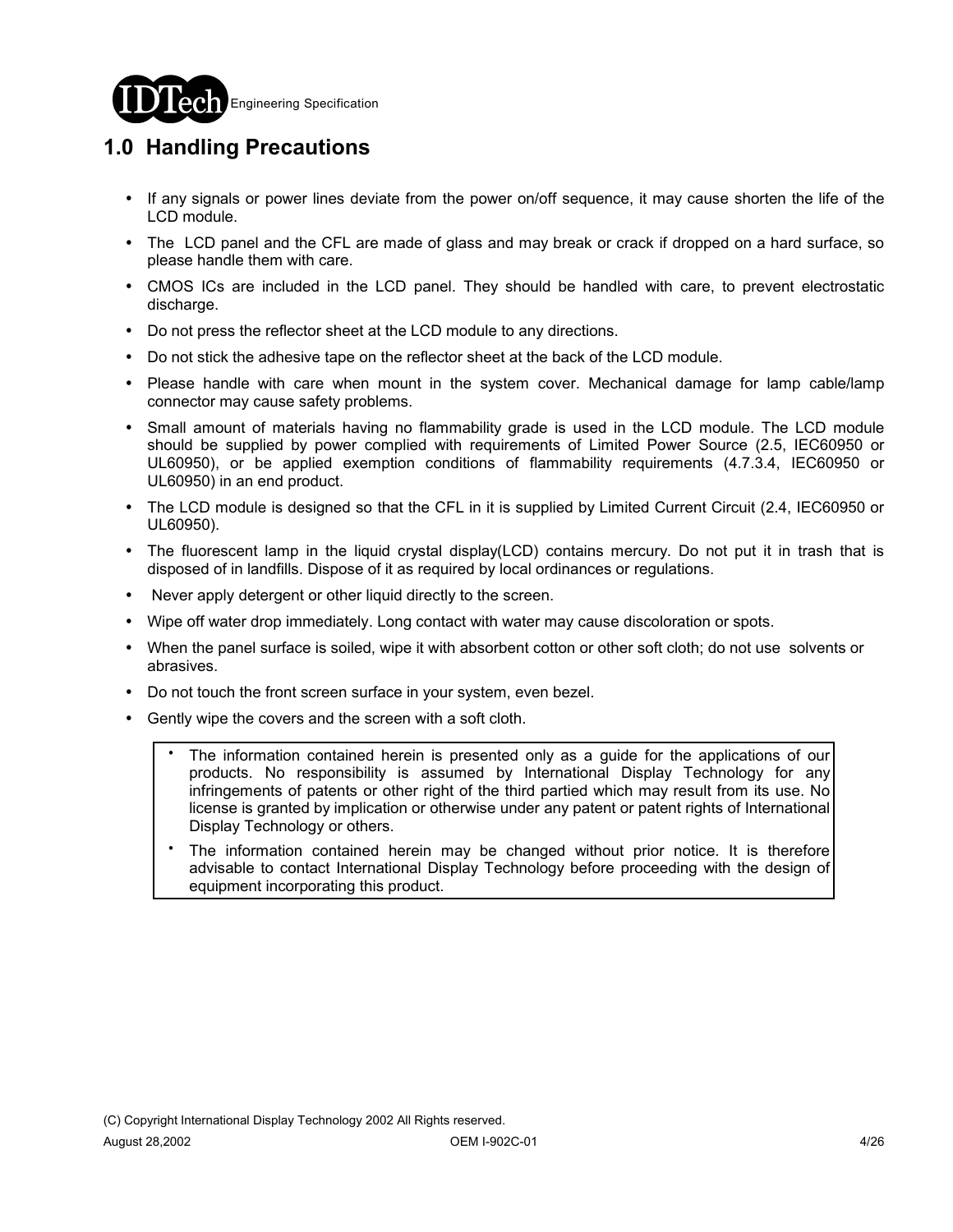# 1.0 Handling Precautions

- If any signals or power lines deviate from the power on/off sequence, it may cause shorten the life of the LCD module.
- The LCD panel and the CFL are made of glass and may break or crack if dropped on a hard surface, so please handle them with care.
- CMOS ICs are included in the LCD panel. They should be handled with care, to prevent electrostatic discharge.
- Do not press the reflector sheet at the LCD module to any directions.
- Do not stick the adhesive tape on the reflector sheet at the back of the LCD module.
- Please handle with care when mount in the system cover. Mechanical damage for lamp cable/lamp connector may cause safety problems.
- Small amount of materials having no flammability grade is used in the LCD module. The LCD module should be supplied by power complied with requirements of Limited Power Source (2.5, IEC60950 or UL60950), or be applied exemption conditions of flammability requirements (4.7.3.4, IEC60950 or UL60950) in an end product.
- The LCD module is designed so that the CFL in it is supplied by Limited Current Circuit (2.4, IEC60950 or UL60950).
- The fluorescent lamp in the liquid crystal display(LCD) contains mercury. Do not put it in trash that is disposed of in landfills. Dispose of it as required by local ordinances or regulations.
- Never apply detergent or other liquid directly to the screen.
- Wipe off water drop immediately. Long contact with water may cause discoloration or spots.
- When the panel surface is soiled, wipe it with absorbent cotton or other soft cloth; do not use solvents or abrasives.
- Do not touch the front screen surface in your system, even bezel.
- Gently wipe the covers and the screen with a soft cloth.

> - The information contained herein is presented only as a guide for the applications of our products. No responsibility is assumed by International Display Technology for any infringements of patents or other right of the third partied which may result from its use. No license is granted by implication or otherwise under any patent or patent rights of International Display Technology or others.
> - The information contained herein may be changed without prior notice. It is therefore advisable to contact International Display Technology before proceeding with the design of equipment incorporating this product.

(C) Copyright International Display Technology 2002 All Rights reserved.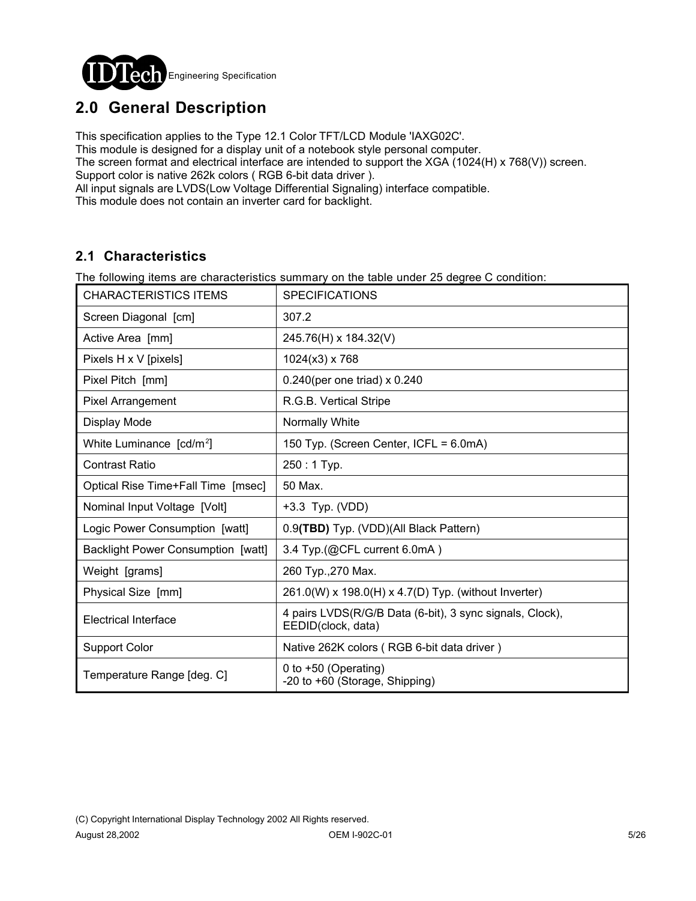## 2.0 General Description

This specification applies to the Type 12.1 Color TFT/LCD Module 'IAXG02C'.
This module is designed for a display unit of a notebook style personal computer.
The screen format and electrical interface are intended to support the XGA (1024(H) x 768(V)) screen.
Support color is native 262k colors ( RGB 6-bit data driver ).
All input signals are LVDS(Low Voltage Differential Signaling) interface compatible.
This module does not contain an inverter card for backlight.

### 2.1 Characteristics

The following items are characteristics summary on the table under 25 degree C condition:

| CHARACTERISTICS ITEMS | SPECIFICATIONS |
|---|---|
| Screen Diagonal [cm] | 307.2 |
| Active Area [mm] | 245.76(H) x 184.32(V) |
| Pixels H x V [pixels] | 1024(x3) x 768 |
| Pixel Pitch [mm] | 0.240(per one triad) x 0.240 |
| Pixel Arrangement | R.G.B. Vertical Stripe |
| Display Mode | Normally White |
| White Luminance [cd/$m^2$] | 150 Typ. (Screen Center, ICFL = 6.0mA) |
| Contrast Ratio | 250 : 1 Typ. |
| Optical Rise Time+Fall Time [msec] | 50 Max. |
| Nominal Input Voltage [Volt] | +3.3 Typ. (VDD) |
| Logic Power Consumption [watt] | 0.9**(TBD)** Typ. (VDD)(All Black Pattern) |
| Backlight Power Consumption [watt] | 3.4 Typ.(@CFL current 6.0mA ) |
| Weight [grams] | 260 Typ.,270 Max. |
| Physical Size [mm] | 261.0(W) x 198.0(H) x 4.7(D) Typ. (without Inverter) |
| Electrical Interface | 4 pairs LVDS(R/G/B Data (6-bit), 3 sync signals, Clock), EEDID(clock, data) |
| Support Color | Native 262K colors ( RGB 6-bit data driver ) |
| Temperature Range [deg. C] | 0 to +50 (Operating)<br>-20 to +60 (Storage, Shipping) |

(C) Copyright International Display Technology 2002 All Rights reserved.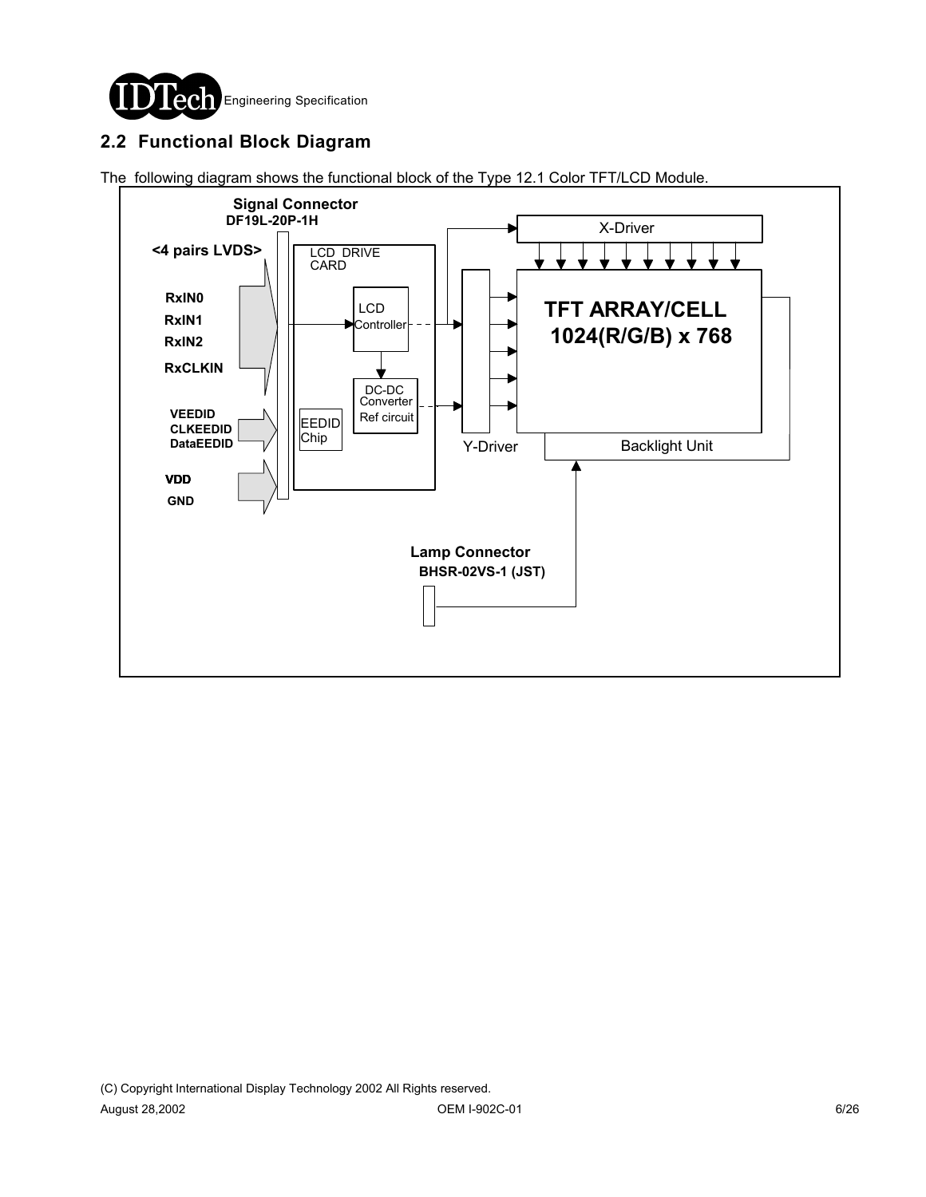## 2.2 Functional Block Diagram

The following diagram shows the functional block of the Type 12.1 Color TFT/LCD Module.

Signal Connector
DF19L-20P-1H

<4 pairs LVDS>

RxIN0
RxIN1
RxIN2
RxCLKIN

VEEDID
CLKEEDID
DataEEDID

VDD
GND

LCD DRIVE CARD

LCD Controller

DC-DC Converter Ref circuit

EEDID Chip

X-Driver

Y-Driver

TFT ARRAY/CELL
1024(R/G/B) x 768

Backlight Unit

Lamp Connector
BHSR-02VS-1 (JST)

(C) Copyright International Display Technology 2002 All Rights reserved.

August 28,2002 OEM I-902C-01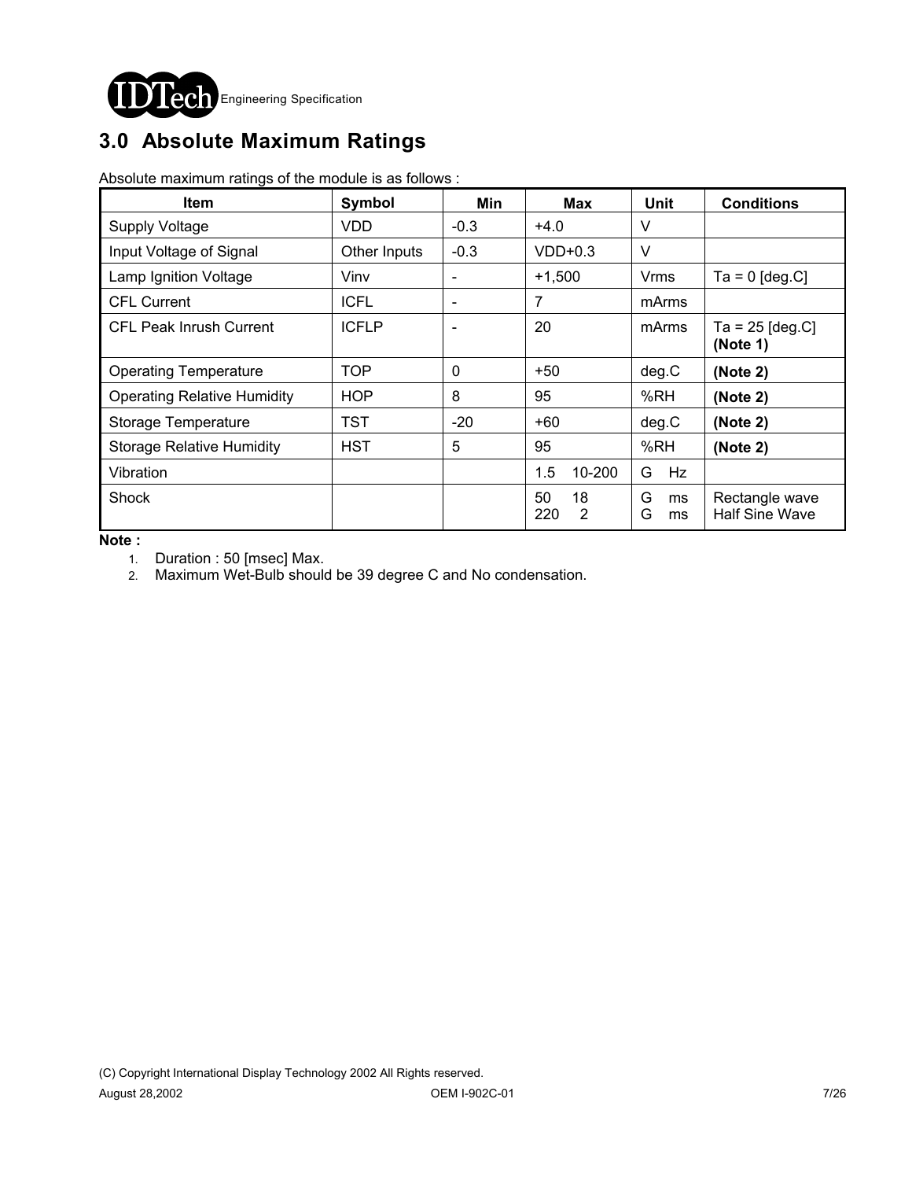# 3.0 Absolute Maximum Ratings

Absolute maximum ratings of the module is as follows :

| Item | Symbol | Min | Max | Unit | Conditions |
|---|---|---|---|---|---|
| Supply Voltage | VDD | -0.3 | +4.0 | V | |
| Input Voltage of Signal | Other Inputs | -0.3 | VDD+0.3 | V | |
| Lamp Ignition Voltage | Vinv | - | +1,500 | Vrms | Ta = 0 [deg.C] |
| CFL Current | ICFL | - | 7 | mArms | |
| CFL Peak Inrush Current | ICFLP | - | 20 | mArms | Ta = 25 [deg.C] **(Note 1)** |
| Operating Temperature | TOP | 0 | +50 | deg.C | **(Note 2)** |
| Operating Relative Humidity | HOP | 8 | 95 | %RH | **(Note 2)** |
| Storage Temperature | TST | -20 | +60 | deg.C | **(Note 2)** |
| Storage Relative Humidity | HST | 5 | 95 | %RH | **(Note 2)** |
| Vibration | | | 1.5 10-200 | G Hz | |
| Shock | | | 50 18<br>220 2 | G ms<br>G ms | Rectangle wave<br>Half Sine Wave |

**Note :**

1. Duration : 50 [msec] Max.
2. Maximum Wet-Bulb should be 39 degree C and No condensation.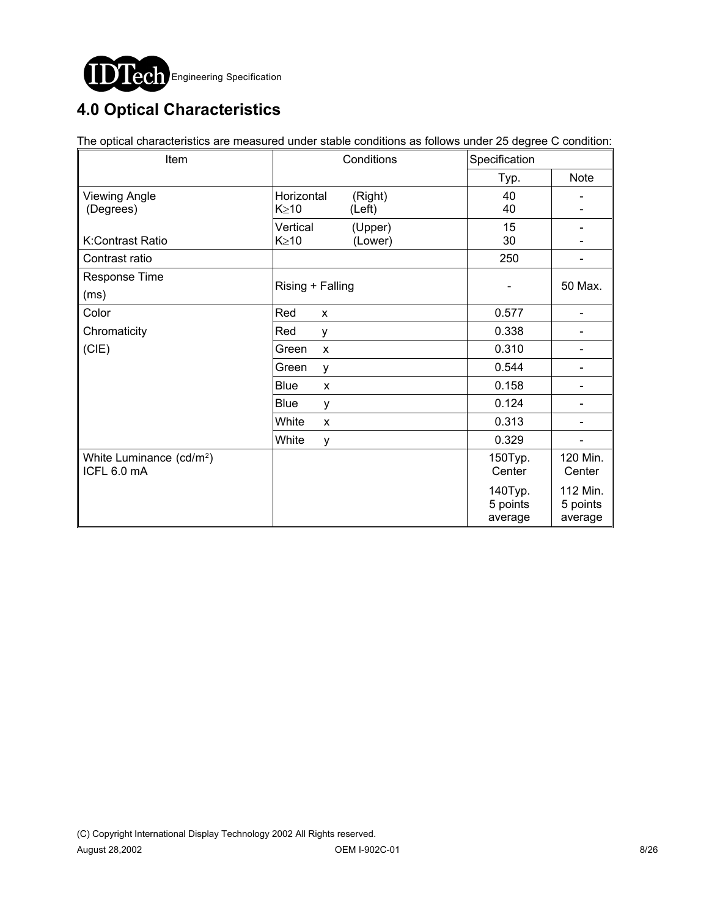# 4.0 Optical Characteristics

The optical characteristics are measured under stable conditions as follows under 25 degree C condition:

| Item | Conditions | | Specification | |
|---|---|---|---|---|
| | | | Typ. | Note |
| Viewing Angle (Degrees) | Horizontal $K \geq 10$ | (Right) (Left) | 40 40 | - - |
| K:Contrast Ratio | Vertical $K \geq 10$ | (Upper) (Lower) | 15 30 | - - |
| Contrast ratio | | | 250 | - |
| Response Time (ms) | Rising + Falling | | - | 50 Max. |
| Color Chromaticity (CIE) | Red | x | 0.577 | - |
| | Red | y | 0.338 | - |
| | Green | x | 0.310 | - |
| | Green | y | 0.544 | - |
| | Blue | x | 0.158 | - |
| | Blue | y | 0.124 | - |
| | White | x | 0.313 | - |
| | White | y | 0.329 | - |
| White Luminance ($cd/m^2$) ICFL 6.0 mA | | | 150Typ. Center | 120 Min. Center |
| | | | 140Typ. 5 points average | 112 Min. 5 points average |

(C) Copyright International Display Technology 2002 All Rights reserved.

August 28,2002 OEM I-902C-01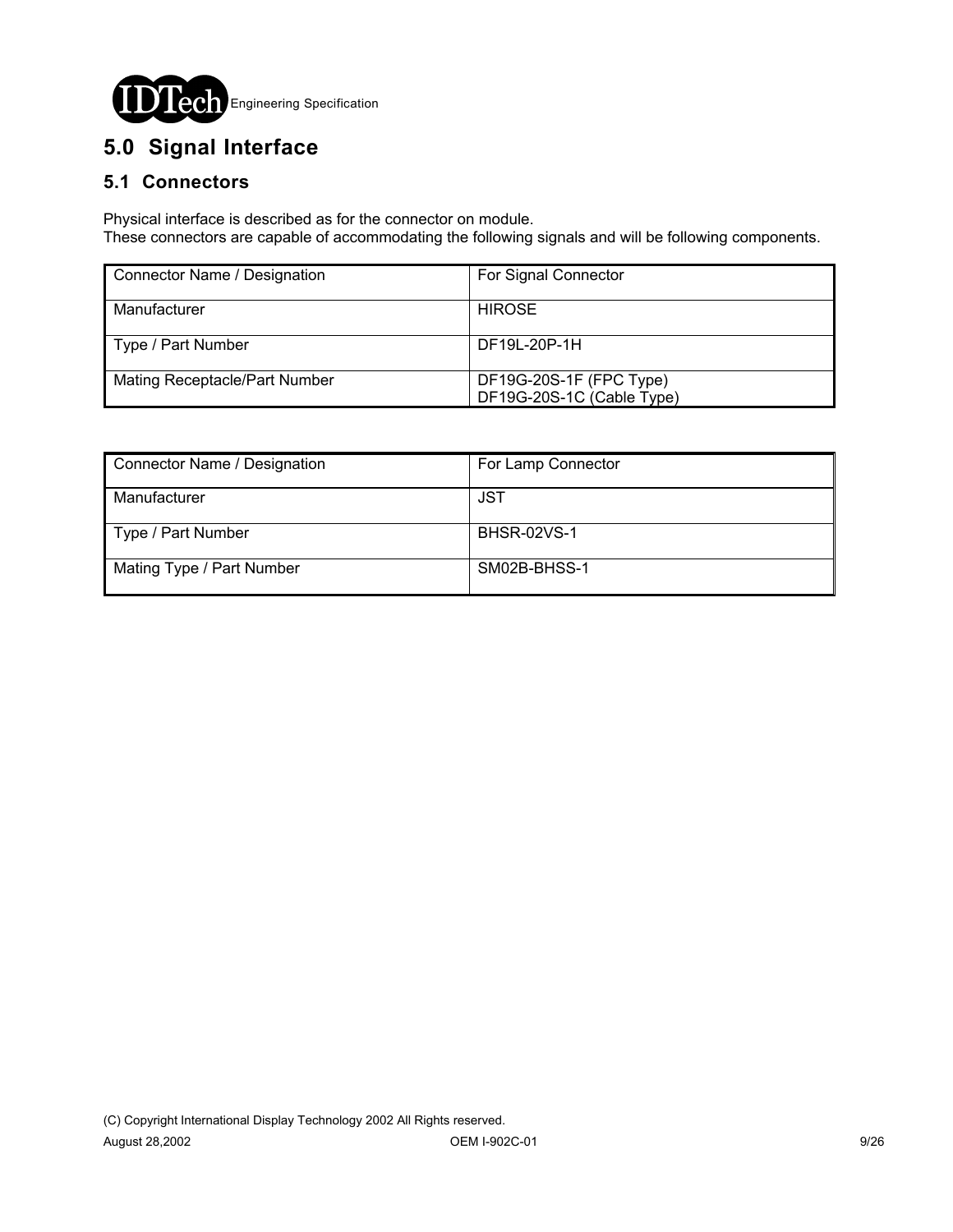# 5.0 Signal Interface

## 5.1 Connectors

Physical interface is described as for the connector on module.
These connectors are capable of accommodating the following signals and will be following components.

| Connector Name / Designation | For Signal Connector |
|---|---|
| Manufacturer | HIROSE |
| Type / Part Number | DF19L-20P-1H |
| Mating Receptacle/Part Number | DF19G-20S-1F (FPC Type)<br>DF19G-20S-1C (Cable Type) |

| Connector Name / Designation | For Lamp Connector |
|---|---|
| Manufacturer | JST |
| Type / Part Number | BHSR-02VS-1 |
| Mating Type / Part Number | SM02B-BHSS-1 |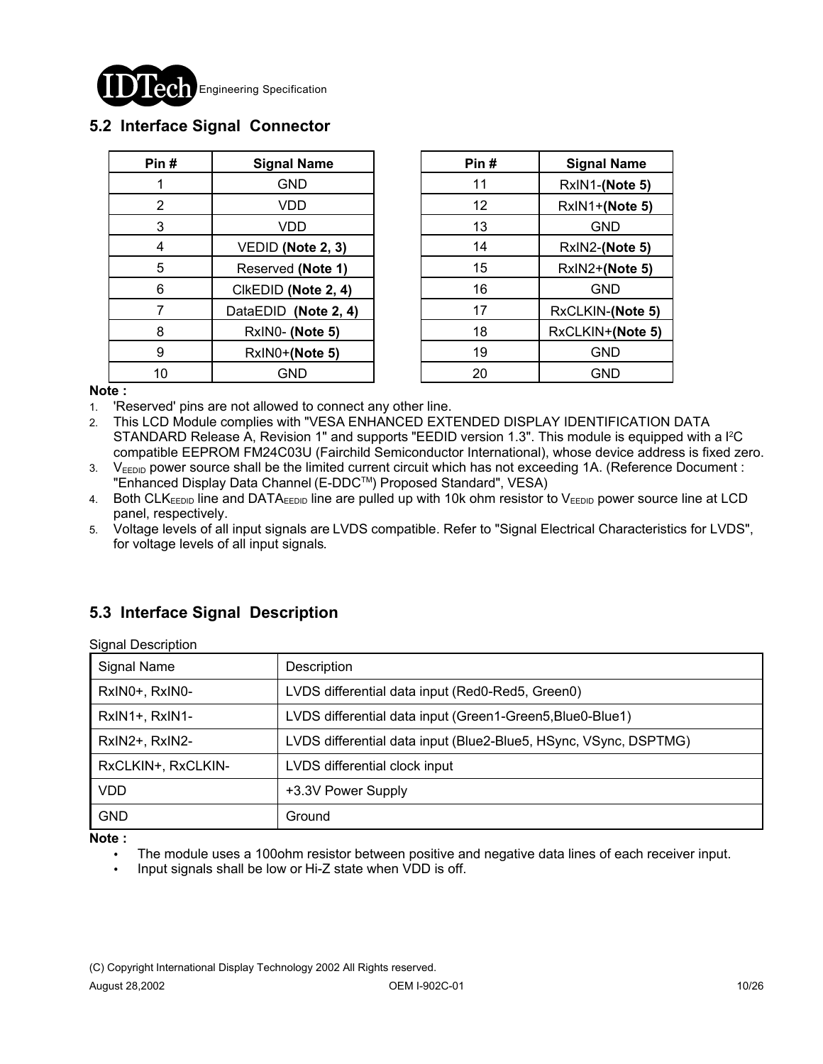## 5.2 Interface Signal Connector

| Pin # | Signal Name |
|---|---|
| 1 | GND |
| 2 | VDD |
| 3 | VDD |
| 4 | VEDID **(Note 2, 3)** |
| 5 | Reserved **(Note 1)** |
| 6 | ClkEDID **(Note 2, 4)** |
| 7 | DataEDID **(Note 2, 4)** |
| 8 | RxIN0- **(Note 5)** |
| 9 | RxIN0+**(Note 5)** |
| 10 | GND |

| Pin # | Signal Name |
|---|---|
| 11 | RxIN1-**(Note 5)** |
| 12 | RxIN1+**(Note 5)** |
| 13 | GND |
| 14 | RxIN2-**(Note 5)** |
| 15 | RxIN2+**(Note 5)** |
| 16 | GND |
| 17 | RxCLKIN-**(Note 5)** |
| 18 | RxCLKIN+**(Note 5)** |
| 19 | GND |
| 20 | GND |

**Note :**

1. 'Reserved' pins are not allowed to connect any other line.
2. This LCD Module complies with "VESA ENHANCED EXTENDED DISPLAY IDENTIFICATION DATA STANDARD Release A, Revision 1" and supports "EEDID version 1.3". This module is equipped with a $I^2C$ compatible EEPROM FM24C03U (Fairchild Semiconductor International), whose device address is fixed zero.
3. $V_{EEDID}$ power source shall be the limited current circuit which has not exceeding 1A. (Reference Document : "Enhanced Display Data Channel (E-DDC™) Proposed Standard", VESA)
4. Both $CLK_{EEDID}$ line and $DATA_{EEDID}$ line are pulled up with 10k ohm resistor to $V_{EEDID}$ power source line at LCD panel, respectively.
5. Voltage levels of all input signals are LVDS compatible. Refer to "Signal Electrical Characteristics for LVDS", for voltage levels of all input signals.

## 5.3 Interface Signal Description

Signal Description

| Signal Name | Description |
|---|---|
| RxIN0+, RxIN0- | LVDS differential data input (Red0-Red5, Green0) |
| RxIN1+, RxIN1- | LVDS differential data input (Green1-Green5,Blue0-Blue1) |
| RxIN2+, RxIN2- | LVDS differential data input (Blue2-Blue5, HSync, VSync, DSPTMG) |
| RxCLKIN+, RxCLKIN- | LVDS differential clock input |
| VDD | +3.3V Power Supply |
| GND | Ground |

**Note :**

- The module uses a 100ohm resistor between positive and negative data lines of each receiver input.
- Input signals shall be low or Hi-Z state when VDD is off.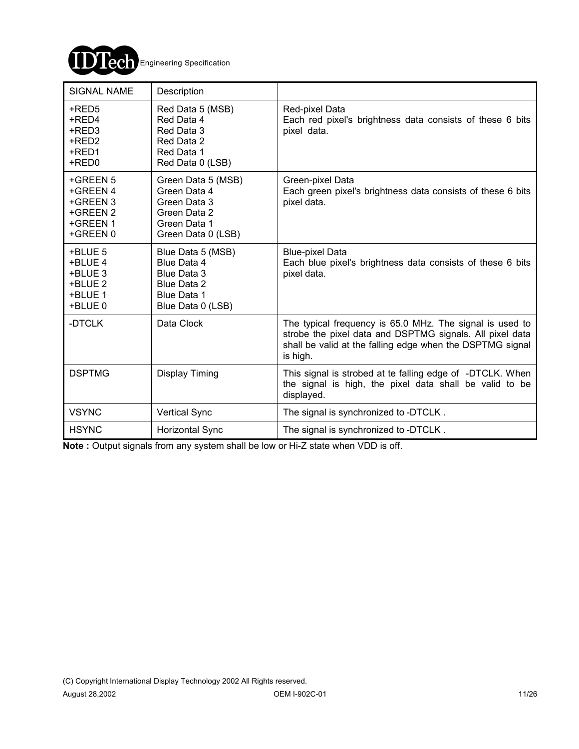| SIGNAL NAME | Description | |
|---|---|---|
| +RED5<br>+RED4<br>+RED3<br>+RED2<br>+RED1<br>+RED0 | Red Data 5 (MSB)<br>Red Data 4<br>Red Data 3<br>Red Data 2<br>Red Data 1<br>Red Data 0 (LSB) | Red-pixel Data<br>Each red pixel's brightness data consists of these 6 bits pixel data. |
| +GREEN 5<br>+GREEN 4<br>+GREEN 3<br>+GREEN 2<br>+GREEN 1<br>+GREEN 0 | Green Data 5 (MSB)<br>Green Data 4<br>Green Data 3<br>Green Data 2<br>Green Data 1<br>Green Data 0 (LSB) | Green-pixel Data<br>Each green pixel's brightness data consists of these 6 bits pixel data. |
| +BLUE 5<br>+BLUE 4<br>+BLUE 3<br>+BLUE 2<br>+BLUE 1<br>+BLUE 0 | Blue Data 5 (MSB)<br>Blue Data 4<br>Blue Data 3<br>Blue Data 2<br>Blue Data 1<br>Blue Data 0 (LSB) | Blue-pixel Data<br>Each blue pixel's brightness data consists of these 6 bits pixel data. |
| -DTCLK | Data Clock | The typical frequency is 65.0 MHz. The signal is used to strobe the pixel data and DSPTMG signals. All pixel data shall be valid at the falling edge when the DSPTMG signal is high. |
| DSPTMG | Display Timing | This signal is strobed at te falling edge of -DTCLK. When the signal is high, the pixel data shall be valid to be displayed. |
| VSYNC | Vertical Sync | The signal is synchronized to -DTCLK . |
| HSYNC | Horizontal Sync | The signal is synchronized to -DTCLK . |

**Note :** Output signals from any system shall be low or Hi-Z state when VDD is off.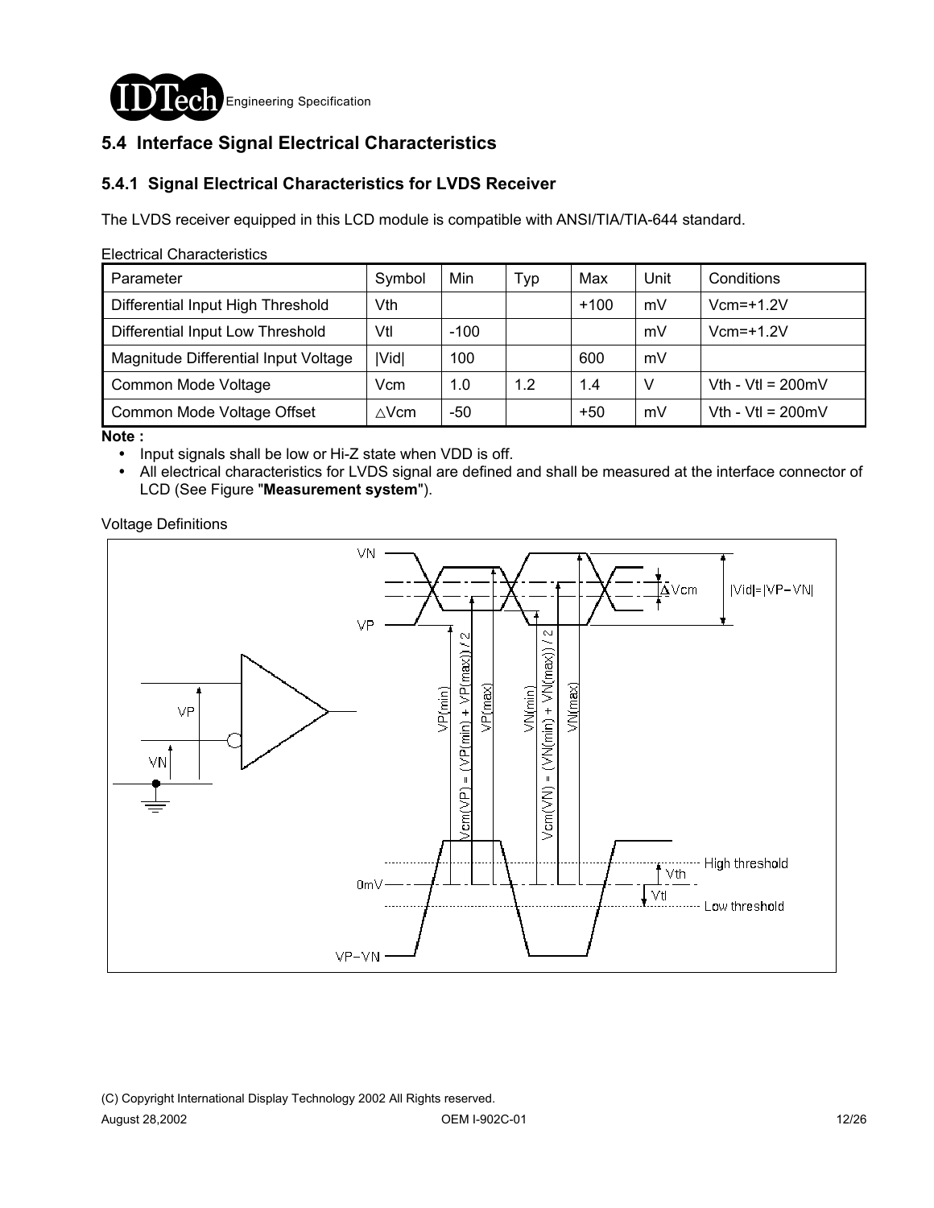## 5.4 Interface Signal Electrical Characteristics

### 5.4.1 Signal Electrical Characteristics for LVDS Receiver

The LVDS receiver equipped in this LCD module is compatible with ANSI/TIA/TIA-644 standard.

Electrical Characteristics

| Parameter | Symbol | Min | Typ | Max | Unit | Conditions |
|---|---|---|---|---|---|---|
| Differential Input High Threshold | Vth | | | +100 | mV | Vcm=+1.2V |
| Differential Input Low Threshold | Vtl | -100 | | | mV | Vcm=+1.2V |
| Magnitude Differential Input Voltage | \|Vid\| | 100 | | 600 | mV | |
| Common Mode Voltage | Vcm | 1.0 | 1.2 | 1.4 | V | Vth - Vtl = 200mV |
| Common Mode Voltage Offset | △Vcm | -50 | | +50 | mV | Vth - Vtl = 200mV |

**Note :**

- Input signals shall be low or Hi-Z state when VDD is off.
- All electrical characteristics for LVDS signal are defined and shall be measured at the interface connector of LCD (See Figure "**Measurement system**").

Voltage Definitions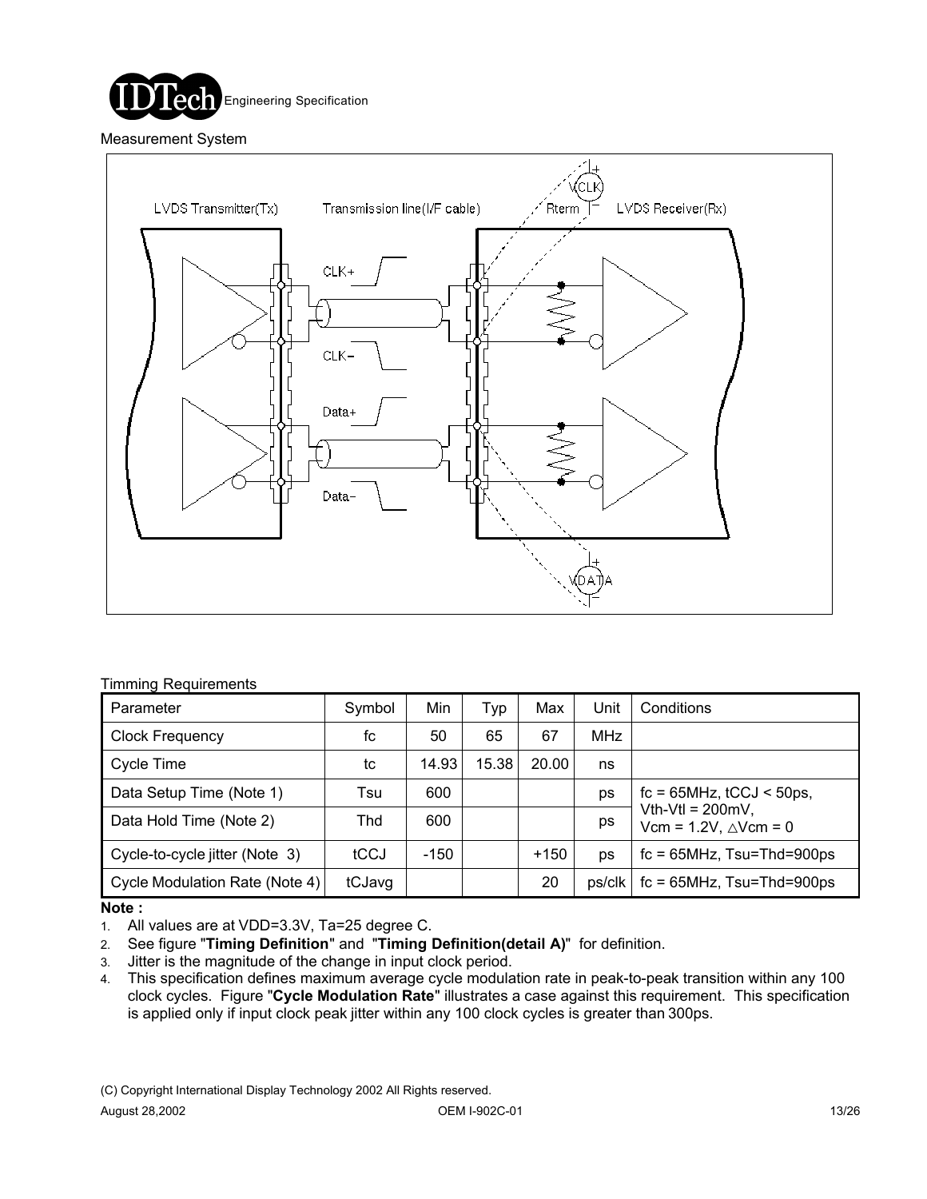Measurement System

Timming Requirements

| Parameter | Symbol | Min | Typ | Max | Unit | Conditions |
|---|---|---|---|---|---|---|
| Clock Frequency | fc | 50 | 65 | 67 | MHz | |
| Cycle Time | tc | 14.93 | 15.38 | 20.00 | ns | |
| Data Setup Time (Note 1) | Tsu | 600 | | | ps | fc = 65MHz, tCCJ < 50ps, Vth-Vtl = 200mV, Vcm = 1.2V, △Vcm = 0 |
| Data Hold Time (Note 2) | Thd | 600 | | | ps | |
| Cycle-to-cycle jitter (Note 3) | tCCJ | -150 | | +150 | ps | fc = 65MHz, Tsu=Thd=900ps |
| Cycle Modulation Rate (Note 4) | tCJavg | | | 20 | ps/clk | fc = 65MHz, Tsu=Thd=900ps |

**Note :**

1. All values are at VDD=3.3V, Ta=25 degree C.
2. See figure "**Timing Definition**" and "**Timing Definition(detail A)**" for definition.
3. Jitter is the magnitude of the change in input clock period.
4. This specification defines maximum average cycle modulation rate in peak-to-peak transition within any 100 clock cycles. Figure "**Cycle Modulation Rate**" illustrates a case against this requirement. This specification is applied only if input clock peak jitter within any 100 clock cycles is greater than 300ps.

(C) Copyright International Display Technology 2002 All Rights reserved.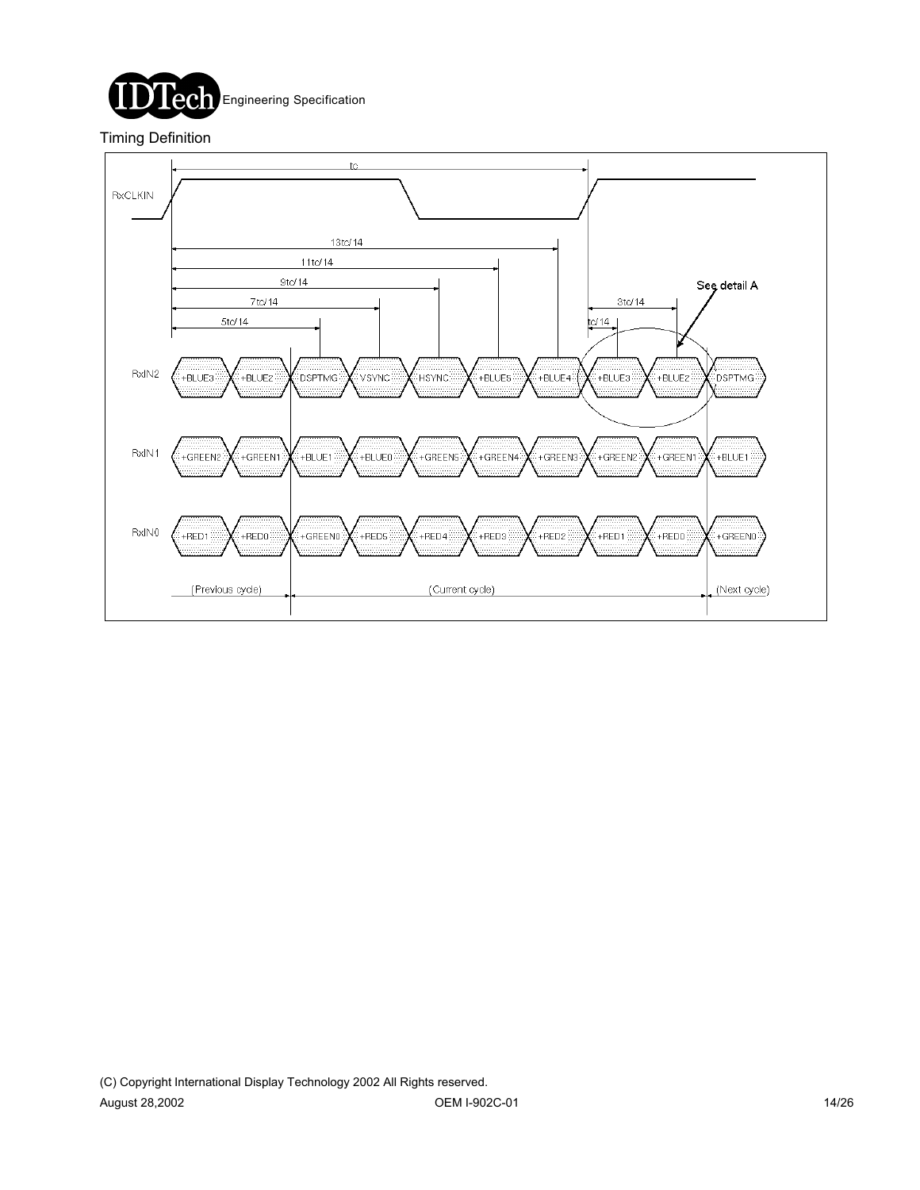Timing Definition

tc

RxCLKIN

13tc/14

11tc/14

9tc/14

7tc/14

5tc/14

3tc/14

tc/14

See detail A

| | | | | | | | | | | |
|---|---|---|---|---|---|---|---|---|---|---|
| RxIN2 | +BLUE3 | +BLUE2 | DSPTMG | VSYNC | HSYNC | +BLUE5 | +BLUE4 | +BLUE3 | +BLUE2 | DSPTMG |
| RxIN1 | +GREEN2 | +GREEN1 | +BLUE1 | +BLUE0 | +GREEN5 | +GREEN4 | +GREEN3 | +GREEN2 | +GREEN1 | +BLUE1 |
| RxIN0 | +RED1 | +RED0 | +GREEN0 | +RED5 | +RED4 | +RED3 | +RED2 | +RED1 | +RED0 | +GREEN0 |

(Previous cycle) (Current cycle) (Next cycle)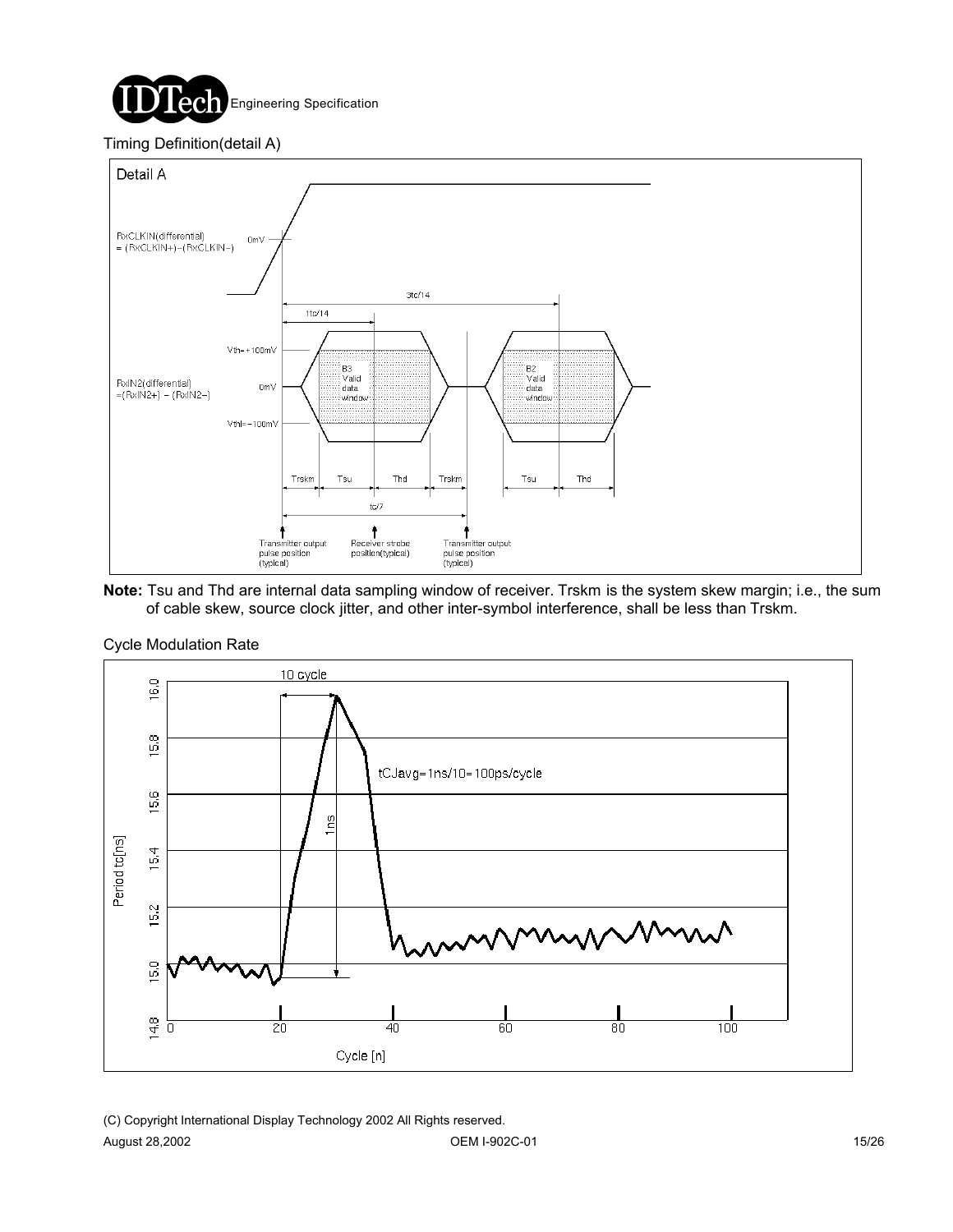Timing Definition(detail A)

**Note:** Tsu and Thd are internal data sampling window of receiver. Trskm is the system skew margin; i.e., the sum of cable skew, source clock jitter, and other inter-symbol interference, shall be less than Trskm.

Cycle Modulation Rate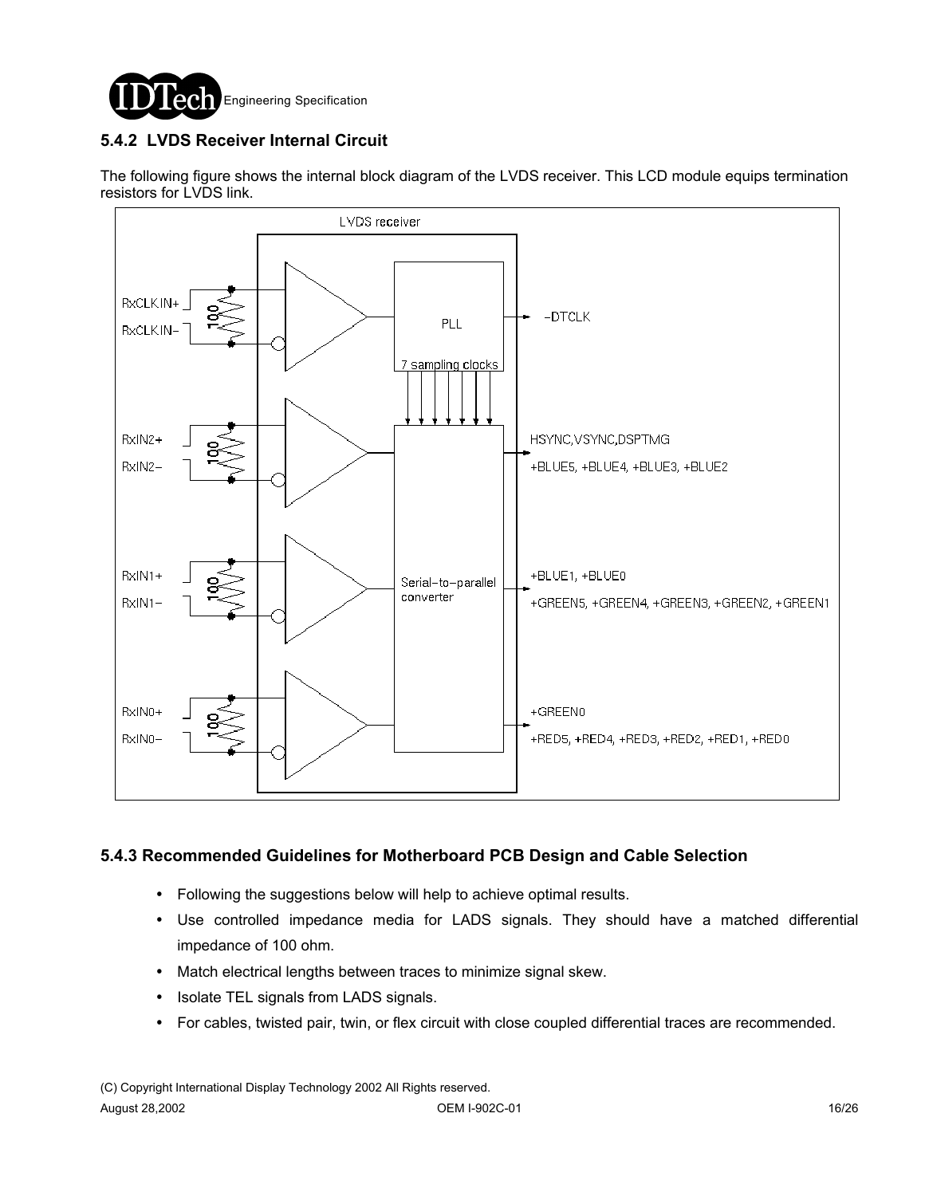### 5.4.2 LVDS Receiver Internal Circuit

The following figure shows the internal block diagram of the LVDS receiver. This LCD module equips termination resistors for LVDS link.

### 5.4.3 Recommended Guidelines for Motherboard PCB Design and Cable Selection

- Following the suggestions below will help to achieve optimal results.
- Use controlled impedance media for LADS signals. They should have a matched differential impedance of 100 ohm.
- Match electrical lengths between traces to minimize signal skew.
- Isolate TEL signals from LADS signals.
- For cables, twisted pair, twin, or flex circuit with close coupled differential traces are recommended.

(C) Copyright International Display Technology 2002 All Rights reserved.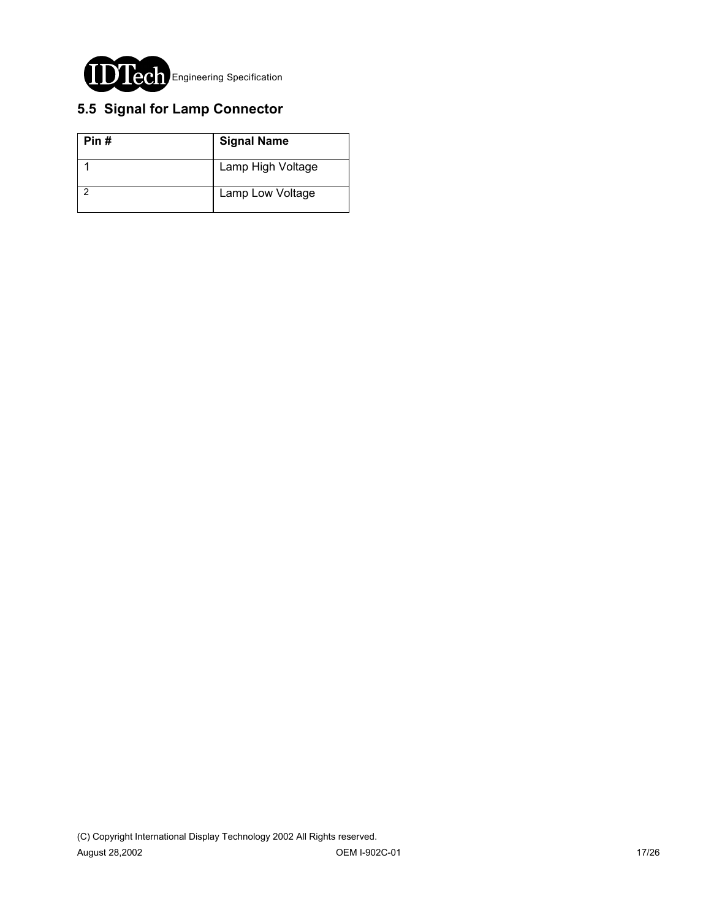## 5.5 Signal for Lamp Connector

| Pin # | Signal Name |
|---|---|
| 1 | Lamp High Voltage |
| 2 | Lamp Low Voltage |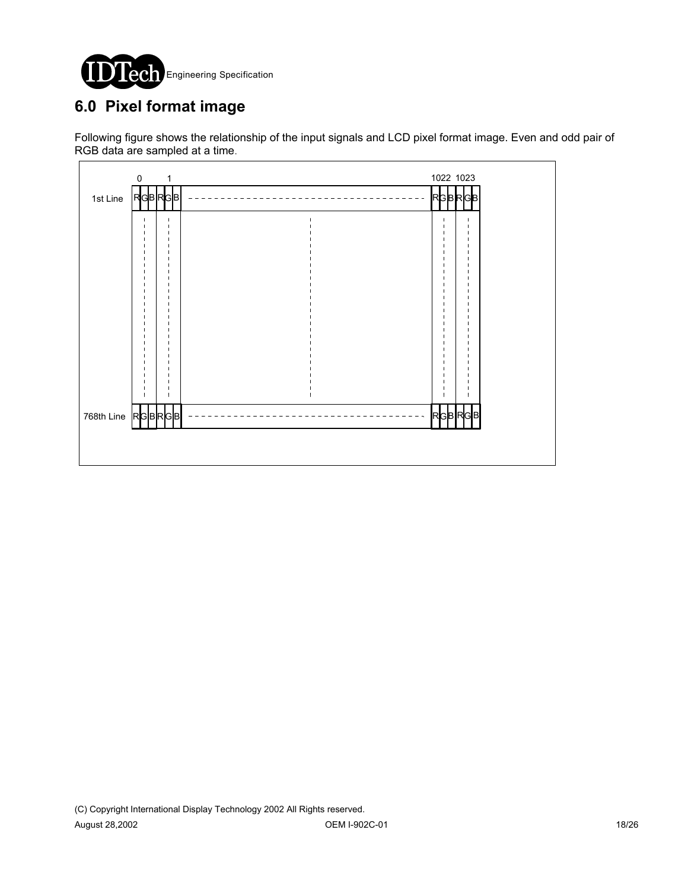# 6.0 Pixel format image

Following figure shows the relationship of the input signals and LCD pixel format image. Even and odd pair of RGB data are sampled at a time.

| | 0 | 1 | ... | 1022 | 1023 |
|---|---|---|---|---|---|
| 1st Line | RGB | RGB | ... | RGB | RGB |
| 768th Line | RGB | RGB | ... | RGB | RGB |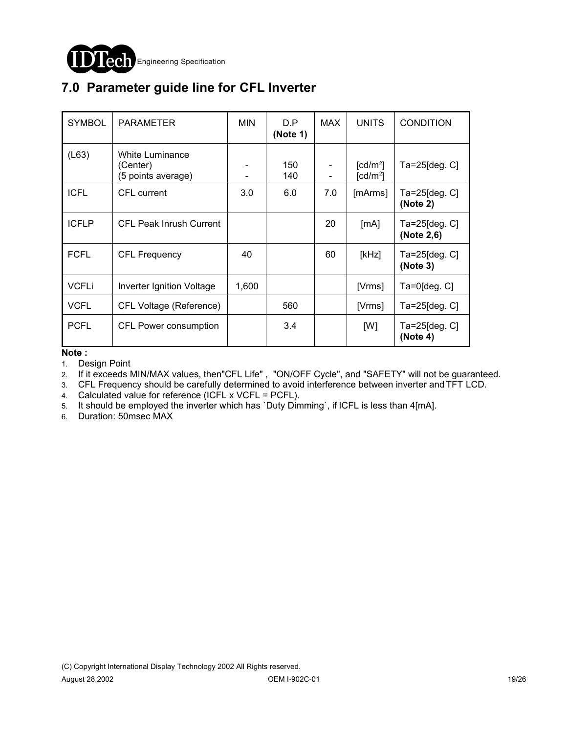# 7.0 Parameter guide line for CFL Inverter

| SYMBOL | PARAMETER | MIN | D.P **(Note 1)** | MAX | UNITS | CONDITION |
|---|---|---|---|---|---|---|
| (L63) | White Luminance (Center) (5 points average) | -<br>- | 150<br>140 | -<br>- | [cd/m$^2$]<br>[cd/m$^2$] | Ta=25[deg. C] |
| ICFL | CFL current | 3.0 | 6.0 | 7.0 | [mArms] | Ta=25[deg. C] **(Note 2)** |
| ICFLP | CFL Peak Inrush Current | | | 20 | [mA] | Ta=25[deg. C] **(Note 2,6)** |
| FCFL | CFL Frequency | 40 | | 60 | [kHz] | Ta=25[deg. C] **(Note 3)** |
| VCFLi | Inverter Ignition Voltage | 1,600 | | | [Vrms] | Ta=0[deg. C] |
| VCFL | CFL Voltage (Reference) | | 560 | | [Vrms] | Ta=25[deg. C] |
| PCFL | CFL Power consumption | | 3.4 | | [W] | Ta=25[deg. C] **(Note 4)** |

**Note :**

1. Design Point
2. If it exceeds MIN/MAX values, then"CFL Life" , "ON/OFF Cycle", and "SAFETY" will not be guaranteed.
3. CFL Frequency should be carefully determined to avoid interference between inverter and TFT LCD.
4. Calculated value for reference (ICFL x VCFL = PCFL).
5. It should be employed the inverter which has `Duty Dimming`, if ICFL is less than 4[mA].
6. Duration: 50msec MAX

(C) Copyright International Display Technology 2002 All Rights reserved.

August 28,2002 OEM I-902C-01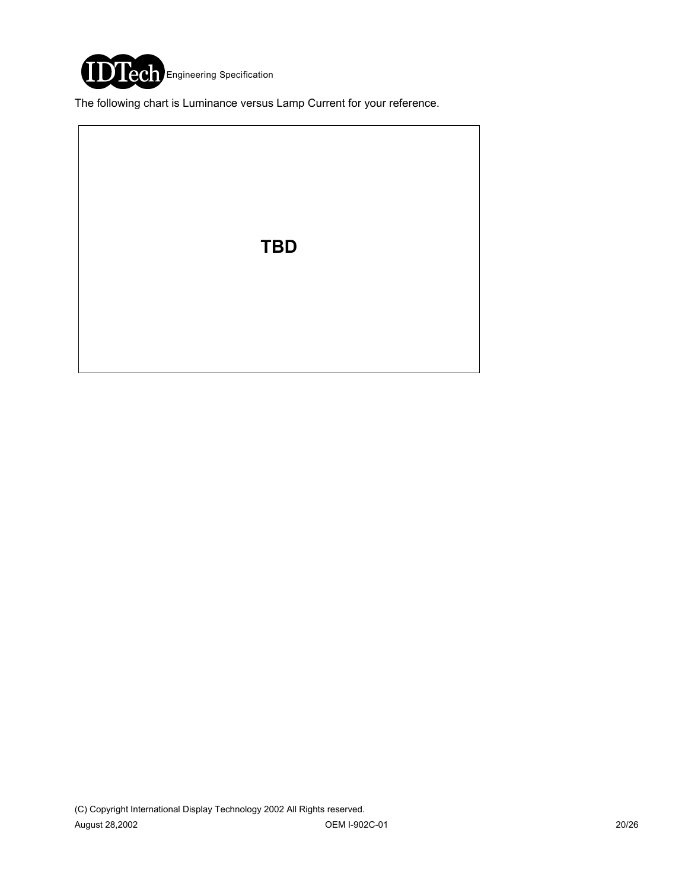The following chart is Luminance versus Lamp Current for your reference.

**TBD**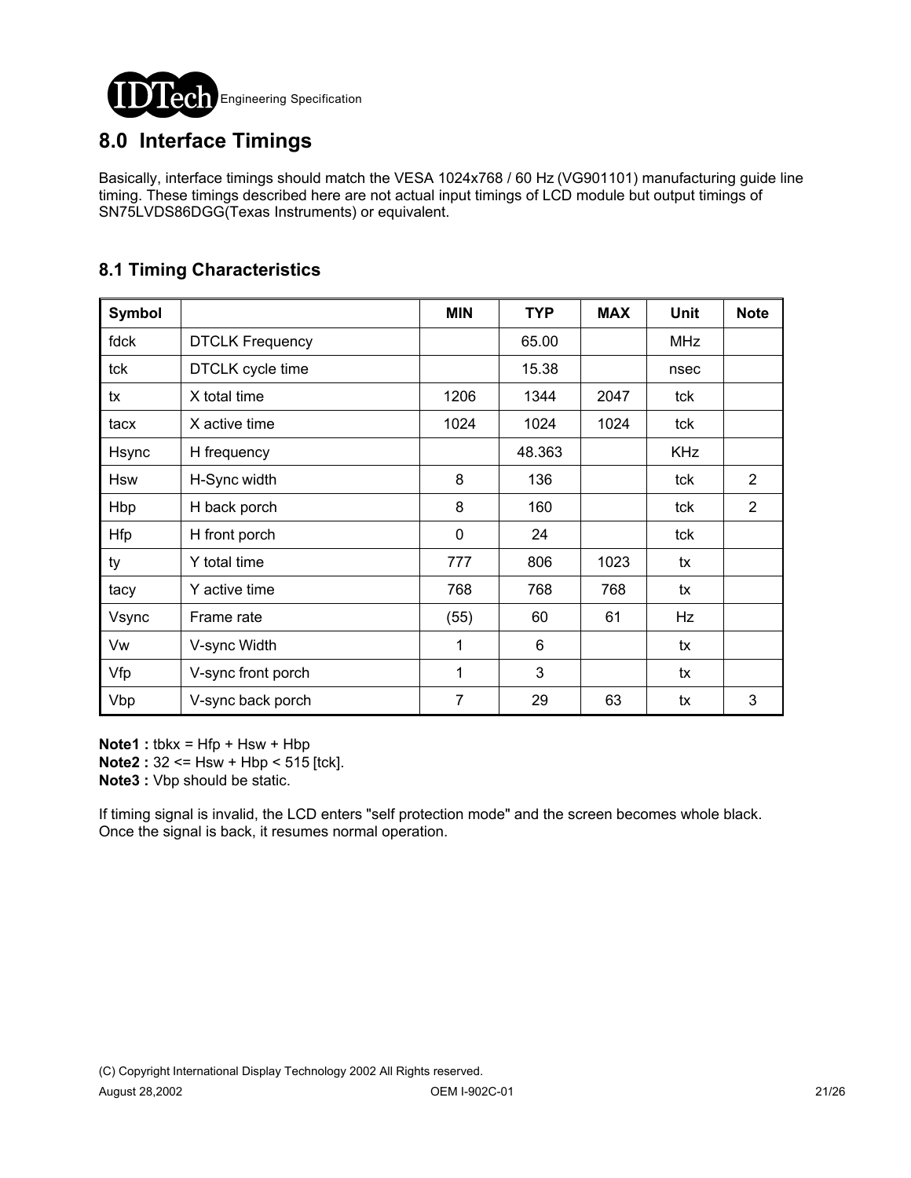## 8.0 Interface Timings

Basically, interface timings should match the VESA 1024x768 / 60 Hz (VG901101) manufacturing guide line timing. These timings described here are not actual input timings of LCD module but output timings of SN75LVDS86DGG(Texas Instruments) or equivalent.

### 8.1 Timing Characteristics

| Symbol | | MIN | TYP | MAX | Unit | Note |
|---|---|---|---|---|---|---|
| fdck | DTCLK Frequency | | 65.00 | | MHz | |
| tck | DTCLK cycle time | | 15.38 | | nsec | |
| tx | X total time | 1206 | 1344 | 2047 | tck | |
| tacx | X active time | 1024 | 1024 | 1024 | tck | |
| Hsync | H frequency | | 48.363 | | KHz | |
| Hsw | H-Sync width | 8 | 136 | | tck | 2 |
| Hbp | H back porch | 8 | 160 | | tck | 2 |
| Hfp | H front porch | 0 | 24 | | tck | |
| ty | Y total time | 777 | 806 | 1023 | tx | |
| tacy | Y active time | 768 | 768 | 768 | tx | |
| Vsync | Frame rate | (55) | 60 | 61 | Hz | |
| Vw | V-sync Width | 1 | 6 | | tx | |
| Vfp | V-sync front porch | 1 | 3 | | tx | |
| Vbp | V-sync back porch | 7 | 29 | 63 | tx | 3 |

**Note1 :** tbkx = Hfp + Hsw + Hbp
**Note2 :** 32 <= Hsw + Hbp < 515 [tck].
**Note3 :** Vbp should be static.

If timing signal is invalid, the LCD enters "self protection mode" and the screen becomes whole black. Once the signal is back, it resumes normal operation.

(C) Copyright International Display Technology 2002 All Rights reserved.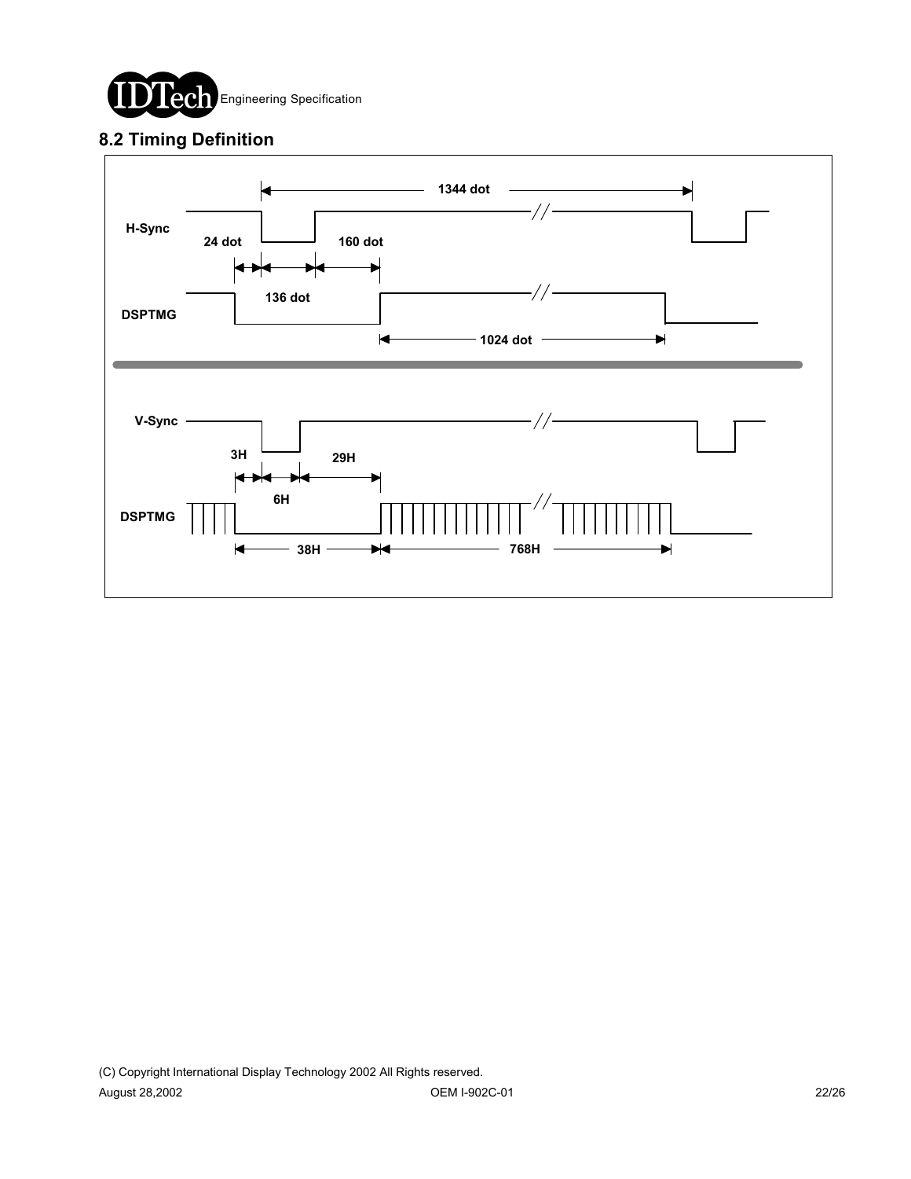## 8.2 Timing Definition

H-Sync

24 dot

160 dot

136 dot

1344 dot

DSPTMG

1024 dot

V-Sync

3H

29H

6H

DSPTMG

38H

768H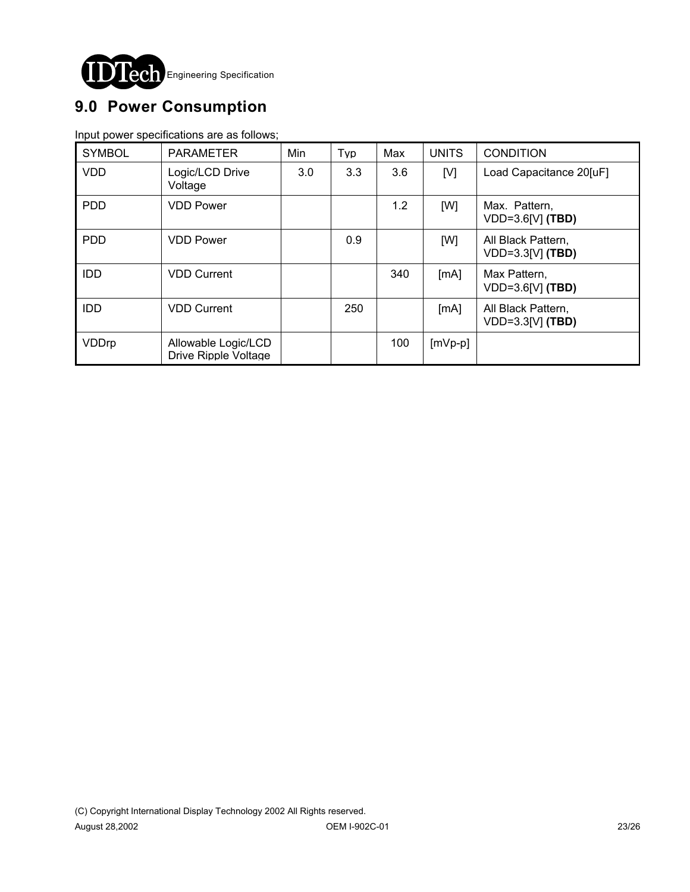## 9.0 Power Consumption

Input power specifications are as follows;

| SYMBOL | PARAMETER | Min | Typ | Max | UNITS | CONDITION |
|---|---|---|---|---|---|---|
| VDD | Logic/LCD Drive Voltage | 3.0 | 3.3 | 3.6 | [V] | Load Capacitance 20[uF] |
| PDD | VDD Power | | | 1.2 | [W] | Max. Pattern, VDD=3.6[V] **(TBD)** |
| PDD | VDD Power | | 0.9 | | [W] | All Black Pattern, VDD=3.3[V] **(TBD)** |
| IDD | VDD Current | | | 340 | [mA] | Max Pattern, VDD=3.6[V] **(TBD)** |
| IDD | VDD Current | | 250 | | [mA] | All Black Pattern, VDD=3.3[V] **(TBD)** |
| VDDrp | Allowable Logic/LCD Drive Ripple Voltage | | | 100 | [mVp-p] | |

(C) Copyright International Display Technology 2002 All Rights reserved.

August 28,2002 OEM I-902C-01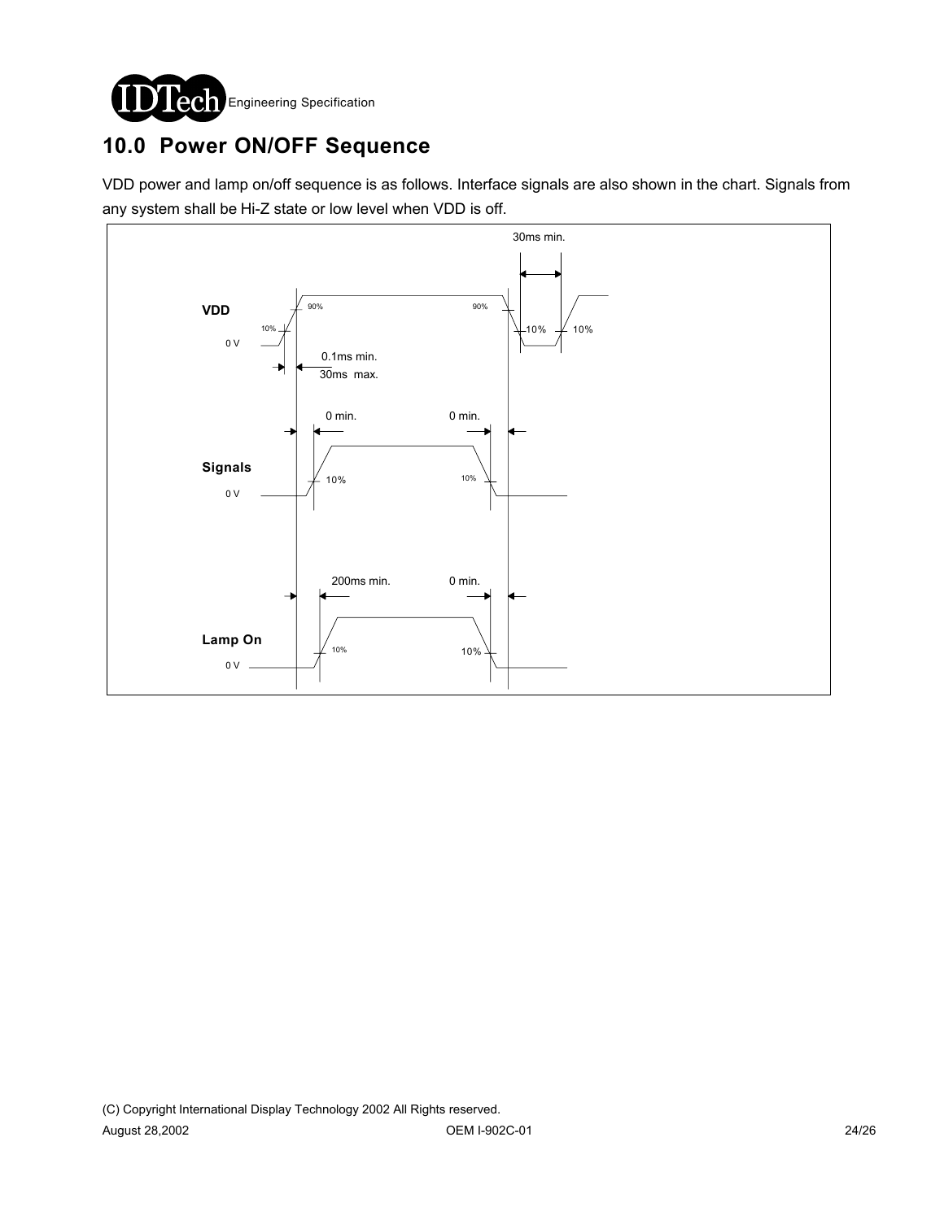## 10.0 Power ON/OFF Sequence

VDD power and lamp on/off sequence is as follows. Interface signals are also shown in the chart. Signals from any system shall be Hi-Z state or low level when VDD is off.

30ms min.

VDD

0 V

10%

90%

90%

10%

10%

0.1ms min.

30ms max.

0 min.

0 min.

Signals

0 V

10%

10%

200ms min.

0 min.

Lamp On

0 V

10%

10%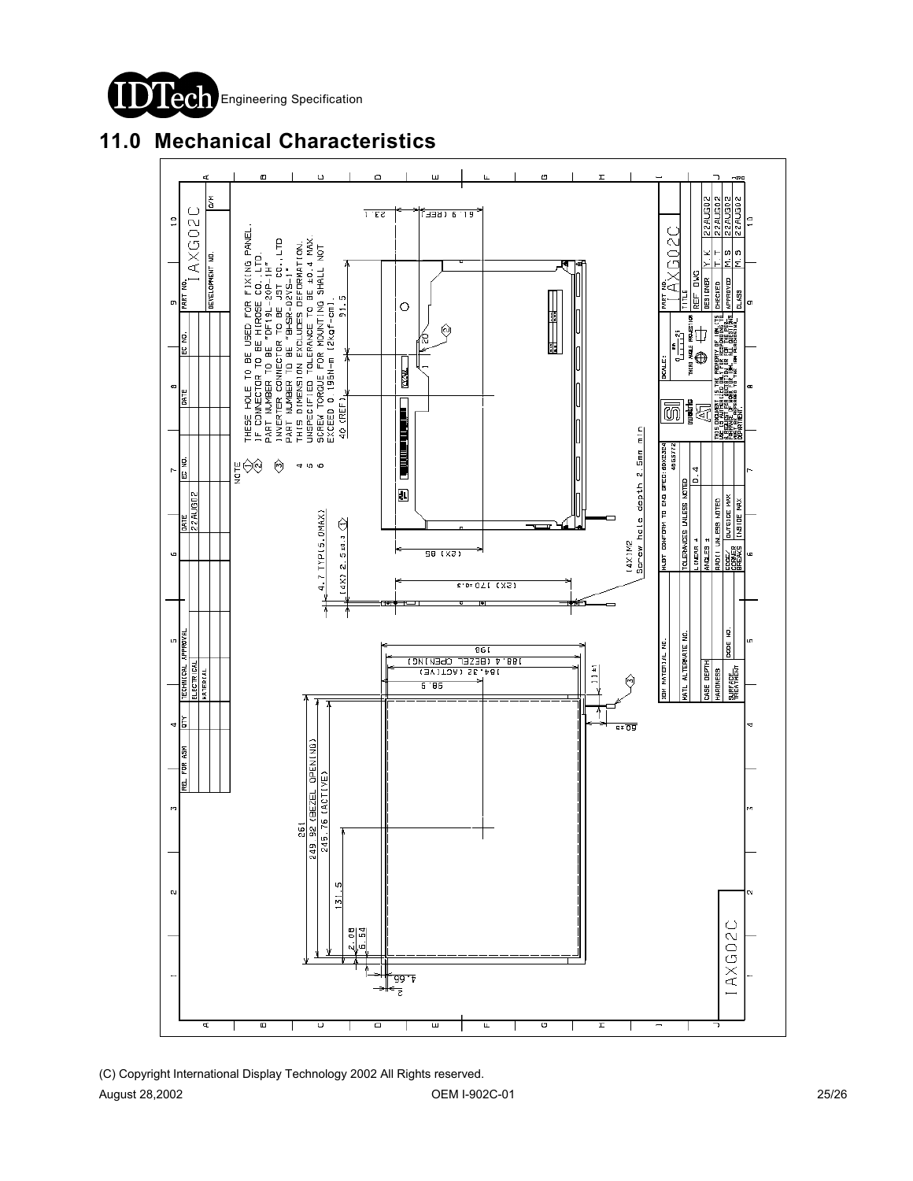## 11.0 Mechanical Characteristics

NOTE

1. THESE HOLE TO BE USED FOR FIXING PANEL.
2. IF CONNECTOR TO BE HIROSE CO., LTD. PART NUMBER TO BE "DF19L-20P-1H"
3. INVERTER CONNECTOR TO BE JST CO., LTD PART NUMBER TO BE "BHSR-02VS-1"
4. THIS DIMENSION EXCLUDES DEFORMATION.
5. UNSPECIFIED TOLERANCE TO BE ±0.4 MAX.
6. SCREW TORQUE FOR MOUNTING SHALL NOT EXCEED 0.196N-m (2kgf-cm).

Dimensions: 261; 249.92 (BEZEL OPENING); 246.76 (ACTIVE); 131.5; 2.08; 6.54; 4.66; 2; 198; 188.4 (BEZEL OPENING); 184.32 (ACTIVE); 98.5; 11±1; 60±4; (2X) 170±0.3; (2X) 85; 4.7 TYP (5.0MAX); (4X) 2.5±0.3; 40 (REF); 91.5; 20; 23.1; 61.9 (REF); (4X) M2 Screw hole depth 2.5mm min

| PART NO. | IAXG02C |
|---|---|
| TITLE | |
| REF DWG | |
| DESIGNER | Y.K 22AUG02 |
| CHECKED | T.T 22AUG02 |
| APPROVED | M.S 22AUG02 |
| CLASS | M.S 22AUG02 |

MUST CONFORM TO ENG SPEC: 6BX0204 4565772

TOLERANCES UNLESS NOTED: LINEAR ± 0.4; ANGLES ±; RADII UNLESS NOTED; EDGE/CORNER BREAKS: OUTSIDE MAX, INSIDE MAX

IAXG02C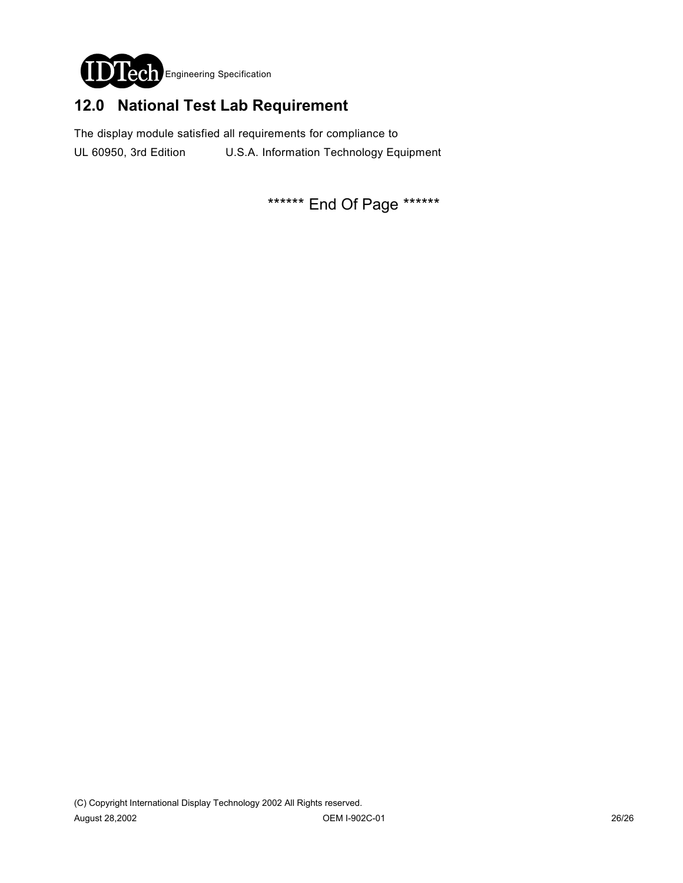## 12.0 National Test Lab Requirement

The display module satisfied all requirements for compliance to

UL 60950, 3rd Edition U.S.A. Information Technology Equipment

****** End Of Page ******